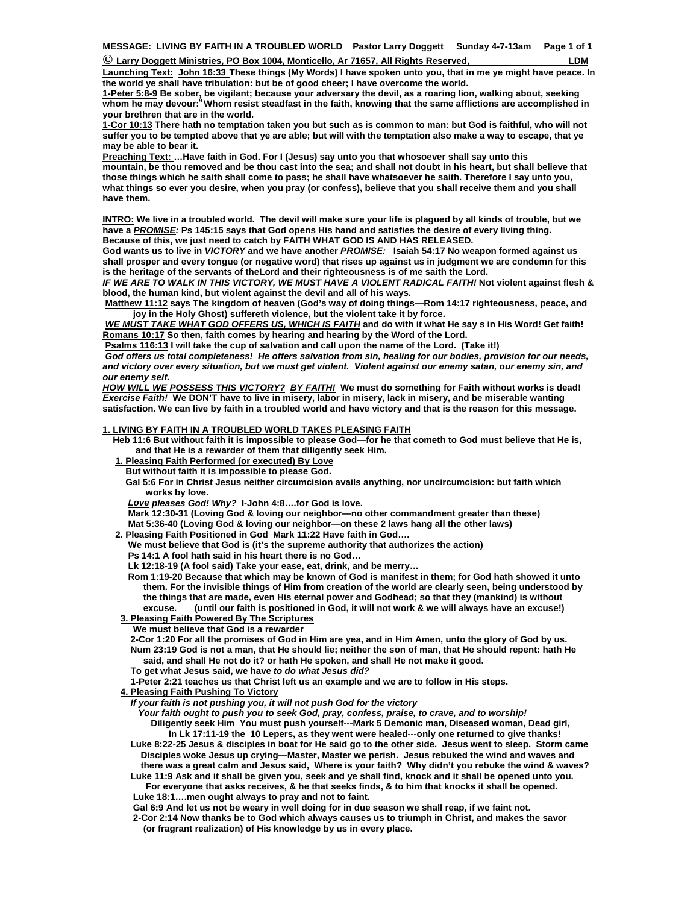**MESSAGE: LIVING BY FAITH IN A TROUBLED WORLD Pastor Larry Doggett Sunday 4-7-13am**

**© Larry Doggett Ministries, PO Box 1004, Monticello, Ar 71657, All Rights Reserved, LDM**

**Launching Text: John 16:33 These things (My Words) I have spoken unto you, that in me ye might have peace. In the world ye shall have tribulation: but be of good cheer; I have overcome the world.**

**1-Peter 5:8-9 Be sober, be vigilant; because your adversary the devil, as a roaring lion, walking about, seeking whom he may devour:[9] Whom resist steadfast in the faith, knowing that the same afflictions are accomplished in your brethren that are in the world.**

**1-Cor 10:13 There hath no temptation taken you but such as is common to man: but God is faithful, who will not suffer you to be tempted above that ye are able; but will with the temptation also make a way to escape, that ye may be able to bear it.**

**Preaching Text: …Have faith in God. For I (Jesus) say unto you that whosoever shall say unto this mountain, be thou removed and be thou cast into the sea; and shall not doubt in his heart, but shall believe that those things which he saith shall come to pass; he shall have whatsoever he saith. Therefore I say unto you, what things so ever you desire, when you pray (or confess), believe that you shall receive them and you shall have them.**

**INTRO: We live in a troubled world. The devil will make sure your life is plagued by all kinds of trouble, but we have a *PROMISE:* Ps 145:15 says that God opens His hand and satisfies the desire of every living thing. Because of this, we just need to catch by FAITH WHAT GOD IS AND HAS RELEASED.**

**God wants us to live in *VICTORY* and we have another *PROMISE:* Isaiah 54:17 No weapon formed against us shall prosper and every tongue (or negative word) that rises up against us in judgment we are condemn for this is the heritage of the servants of theLord and their righteousness is of me saith the Lord.**

***IF WE ARE TO WALK IN THIS VICTORY, WE MUST HAVE A VIOLENT RADICAL FAITH!* Not violent against flesh & blood, the human kind, but violent against the devil and all of his ways.**

**Matthew 11:12 says The kingdom of heaven (God's way of doing things—Rom 14:17 righteousness, peace, and joy in the Holy Ghost) suffereth violence, but the violent take it by force.**

***WE MUST TAKE WHAT GOD OFFERS US, WHICH IS FAITH* and do with it what He say s in His Word! Get faith!**

**Romans 10:17 So then, faith comes by hearing and hearing by the Word of the Lord.**

**Psalms 116:13 I will take the cup of salvation and call upon the name of the Lord. (Take it!)**

***God offers us total completeness! He offers salvation from sin, healing for our bodies, provision for our needs, and victory over every situation, but we must get violent. Violent against our enemy satan, our enemy sin, and our enemy self.***

***HOW WILL WE POSSESS THIS VICTORY? BY FAITH!* We must do something for Faith without works is dead! *Exercise Faith!* We DON'T have to live in misery, labor in misery, lack in misery, and be miserable wanting satisfaction. We can live by faith in a troubled world and have victory and that is the reason for this message.**

## 1. LIVING BY FAITH IN A TROUBLED WORLD TAKES PLEASING FAITH

**Heb 11:6 But without faith it is impossible to please God—for he that cometh to God must believe that He is, and that He is a rewarder of them that diligently seek Him.**

### 1. Pleasing Faith Performed (or executed) By Love

**But without faith it is impossible to please God.**

**Gal 5:6 For in Christ Jesus neither circumcision avails anything, nor uncircumcision: but faith which works by love.**

***Love pleases God! Why?* I-John 4:8….for God is love.**

**Mark 12:30-31 (Loving God & loving our neighbor—no other commandment greater than these)**

**Mat 5:36-40 (Loving God & loving our neighbor—on these 2 laws hang all the other laws)**

### 2. Pleasing Faith Positioned in God Mark 11:22 Have faith in God….

**We must believe that God is (it's the supreme authority that authorizes the action)**

**Ps 14:1 A fool hath said in his heart there is no God…**

**Lk 12:18-19 (A fool said) Take your ease, eat, drink, and be merry…**

**Rom 1:19-20 Because that which may be known of God is manifest in them; for God hath showed it unto them. For the invisible things of Him from creation of the world are clearly seen, being understood by the things that are made, even His eternal power and Godhead; so that they (mankind) is without excuse. (until our faith is positioned in God, it will not work & we will always have an excuse!)**

### 3. Pleasing Faith Powered By The Scriptures

**We must believe that God is a rewarder**

**2-Cor 1:20 For all the promises of God in Him are yea, and in Him Amen, unto the glory of God by us.**

**Num 23:19 God is not a man, that He should lie; neither the son of man, that He should repent: hath He said, and shall He not do it? or hath He spoken, and shall He not make it good.**

**To get what Jesus said, we have *to do what Jesus did?***

**1-Peter 2:21 teaches us that Christ left us an example and we are to follow in His steps.**

### 4. Pleasing Faith Pushing To Victory

***If your faith is not pushing you, it will not push God for the victory***

***Your faith ought to push you to seek God, pray, confess, praise, to crave, and to worship!***

**Diligently seek Him You must push yourself---Mark 5 Demonic man, Diseased woman, Dead girl, In Lk 17:11-19 the 10 Lepers, as they went were healed---only one returned to give thanks!**

**Luke 8:22-25 Jesus & disciples in boat for He said go to the other side. Jesus went to sleep. Storm came Disciples woke Jesus up crying—Master, Master we perish. Jesus rebuked the wind and waves and there was a great calm and Jesus said, Where is your faith? Why didn't you rebuke the wind & waves?**

**Luke 11:9 Ask and it shall be given you, seek and ye shall find, knock and it shall be opened unto you. For everyone that asks receives, & he that seeks finds, & to him that knocks it shall be opened.**

**Luke 18:1….men ought always to pray and not to faint.**

**Gal 6:9 And let us not be weary in well doing for in due season we shall reap, if we faint not.**

**2-Cor 2:14 Now thanks be to God which always causes us to triumph in Christ, and makes the savor (or fragrant realization) of His knowledge by us in every place.**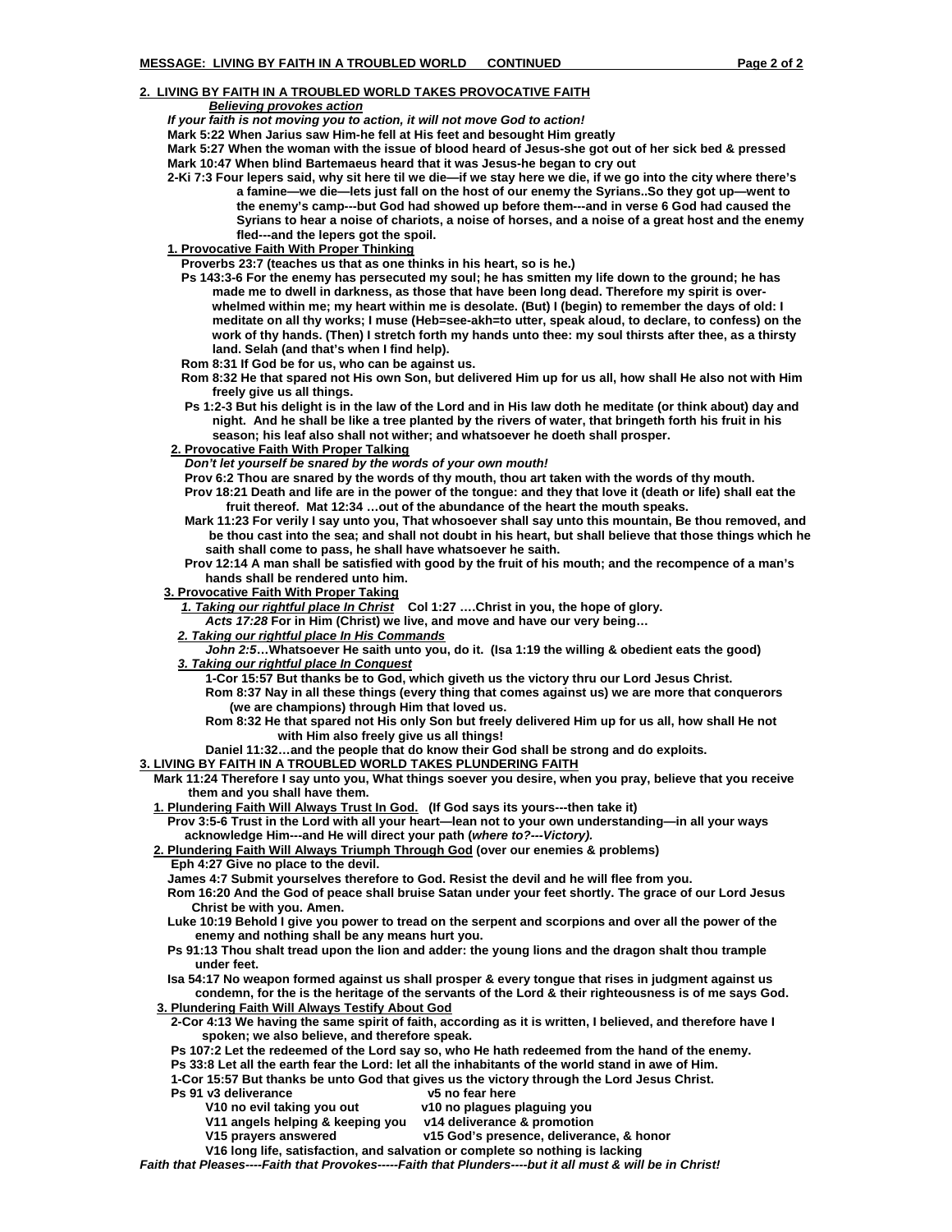## 2. LIVING BY FAITH IN A TROUBLED WORLD TAKES PROVOCATIVE FAITH

***Believing provokes action***

***If your faith is not moving you to action, it will not move God to action!***

**Mark 5:22 When Jarius saw Him-he fell at His feet and besought Him greatly**

**Mark 5:27 When the woman with the issue of blood heard of Jesus-she got out of her sick bed & pressed**

**Mark 10:47 When blind Bartemaeus heard that it was Jesus-he began to cry out**

**2-Ki 7:3 Four lepers said, why sit here til we die—if we stay here we die, if we go into the city where there's a famine—we die—lets just fall on the host of our enemy the Syrians..So they got up—went to the enemy's camp---but God had showed up before them---and in verse 6 God had caused the Syrians to hear a noise of chariots, a noise of horses, and a noise of a great host and the enemy fled---and the lepers got the spoil.**

### 1. Provocative Faith With Proper Thinking

**Proverbs 23:7 (teaches us that as one thinks in his heart, so is he.)**

**Ps 143:3-6 For the enemy has persecuted my soul; he has smitten my life down to the ground; he has made me to dwell in darkness, as those that have been long dead. Therefore my spirit is over-whelmed within me; my heart within me is desolate. (But) I (begin) to remember the days of old: I meditate on all thy works; I muse (Heb=see-akh=to utter, speak aloud, to declare, to confess) on the work of thy hands. (Then) I stretch forth my hands unto thee: my soul thirsts after thee, as a thirsty land. Selah (and that's when I find help).**

**Rom 8:31 If God be for us, who can be against us.**

**Rom 8:32 He that spared not His own Son, but delivered Him up for us all, how shall He also not with Him freely give us all things.**

**Ps 1:2-3 But his delight is in the law of the Lord and in His law doth he meditate (or think about) day and night. And he shall be like a tree planted by the rivers of water, that bringeth forth his fruit in his season; his leaf also shall not wither; and whatsoever he doeth shall prosper.**

### 2. Provocative Faith With Proper Talking

***Don't let yourself be snared by the words of your own mouth!***

**Prov 6:2 Thou are snared by the words of thy mouth, thou art taken with the words of thy mouth.**

**Prov 18:21 Death and life are in the power of the tongue: and they that love it (death or life) shall eat the fruit thereof. Mat 12:34 …out of the abundance of the heart the mouth speaks.**

**Mark 11:23 For verily I say unto you, That whosoever shall say unto this mountain, Be thou removed, and be thou cast into the sea; and shall not doubt in his heart, but shall believe that those things which he saith shall come to pass, he shall have whatsoever he saith.**

**Prov 12:14 A man shall be satisfied with good by the fruit of his mouth; and the recompence of a man's hands shall be rendered unto him.**

### 3. Provocative Faith With Proper Taking

***1. Taking our rightful place In Christ*** **Col 1:27 ….Christ in you, the hope of glory.**

***Acts 17:28*** **For in Him (Christ) we live, and move and have our very being…**

***2. Taking our rightful place In His Commands***

***John 2:5*****…Whatsoever He saith unto you, do it. (Isa 1:19 the willing & obedient eats the good)**

***3. Taking our rightful place In Conquest***

**1-Cor 15:57 But thanks be to God, which giveth us the victory thru our Lord Jesus Christ.**

**Rom 8:37 Nay in all these things (every thing that comes against us) we are more that conquerors (we are champions) through Him that loved us.**

**Rom 8:32 He that spared not His only Son but freely delivered Him up for us all, how shall He not with Him also freely give us all things!**

**Daniel 11:32…and the people that do know their God shall be strong and do exploits.**

## 3. LIVING BY FAITH IN A TROUBLED WORLD TAKES PLUNDERING FAITH

**Mark 11:24 Therefore I say unto you, What things soever you desire, when you pray, believe that you receive them and you shall have them.**

### 1. Plundering Faith Will Always Trust In God. (If God says its yours---then take it)

**Prov 3:5-6 Trust in the Lord with all your heart—lean not to your own understanding—in all your ways acknowledge Him---and He will direct your path (*where to?---Victory).***

### 2. Plundering Faith Will Always Triumph Through God (over our enemies & problems)

**Eph 4:27 Give no place to the devil.**

**James 4:7 Submit yourselves therefore to God. Resist the devil and he will flee from you.**

**Rom 16:20 And the God of peace shall bruise Satan under your feet shortly. The grace of our Lord Jesus Christ be with you. Amen.**

**Luke 10:19 Behold I give you power to tread on the serpent and scorpions and over all the power of the enemy and nothing shall be any means hurt you.**

**Ps 91:13 Thou shalt tread upon the lion and adder: the young lions and the dragon shalt thou trample under feet.**

**Isa 54:17 No weapon formed against us shall prosper & every tongue that rises in judgment against us condemn, for the is the heritage of the servants of the Lord & their righteousness is of me says God.**

### 3. Plundering Faith Will Always Testify About God

**2-Cor 4:13 We having the same spirit of faith, according as it is written, I believed, and therefore have I spoken; we also believe, and therefore speak.**

**Ps 107:2 Let the redeemed of the Lord say so, who He hath redeemed from the hand of the enemy.**

**Ps 33:8 Let all the earth fear the Lord: let all the inhabitants of the world stand in awe of Him.**

**1-Cor 15:57 But thanks be unto God that gives us the victory through the Lord Jesus Christ.**

**Ps 91 v3 deliverance — v5 no fear here**

**V10 no evil taking you out — v10 no plagues plaguing you**

**V11 angels helping & keeping you — v14 deliverance & promotion**

**V15 prayers answered — v15 God's presence, deliverance, & honor**

**V16 long life, satisfaction, and salvation or complete so nothing is lacking**

***Faith that Pleases----Faith that Provokes-----Faith that Plunders----but it all must & will be in Christ!***